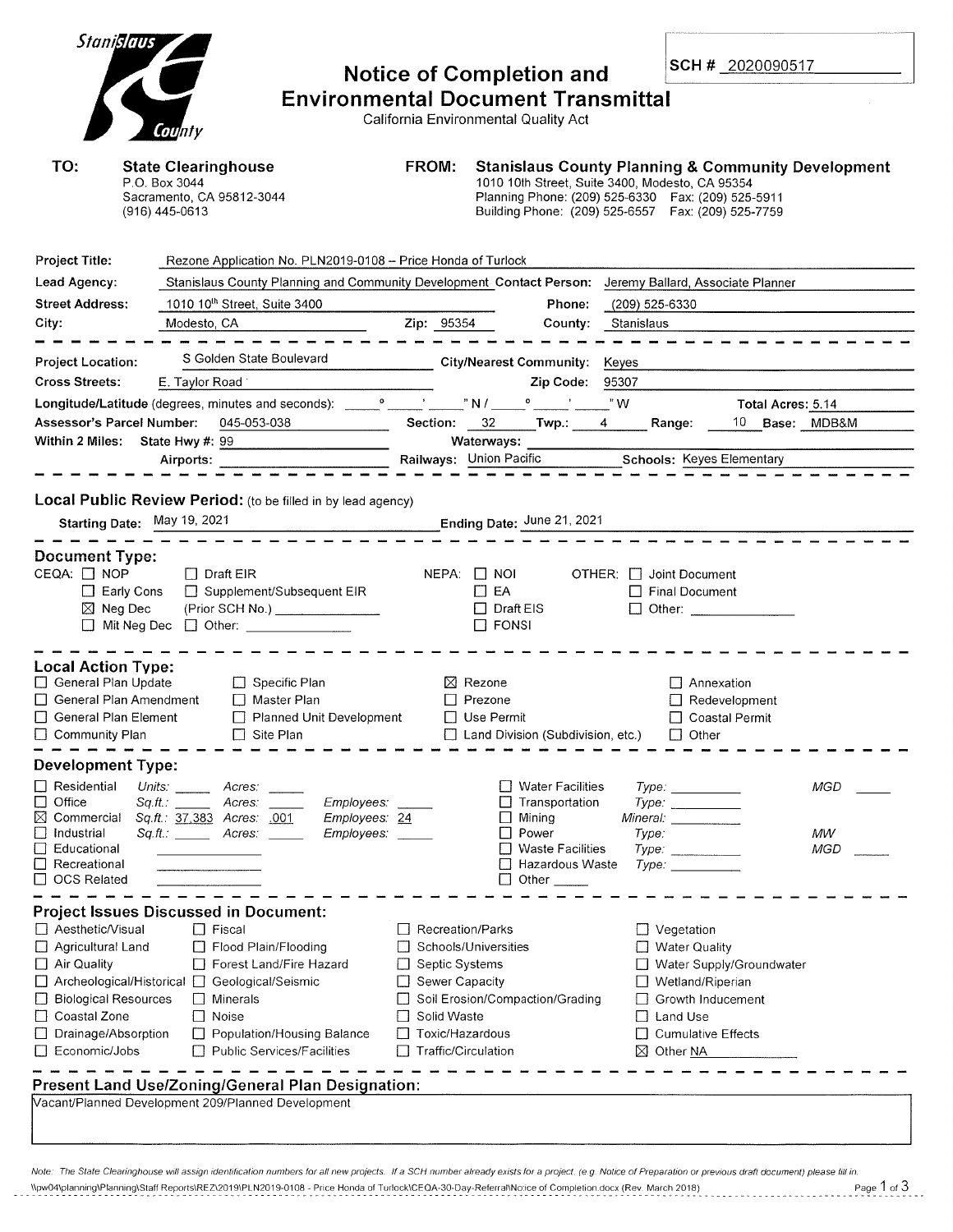Stanislaus County

# Notice of Completion and Environmental Document Transmittal

California Environmental Quality Act

**SCH #** 2020090517

**TO:** **State Clearinghouse**
P.O. Box 3044
Sacramento, CA 95812-3044
(916) 445-0613

**FROM:** **Stanislaus County Planning & Community Development**
1010 10th Street, Suite 3400, Modesto, CA 95354
Planning Phone: (209) 525-6330 Fax: (209) 525-5911
Building Phone: (209) 525-6557 Fax: (209) 525-7759

**Project Title:** Rezone Application No. PLN2019-0108 – Price Honda of Turlock

**Lead Agency:** Stanislaus County Planning and Community Development **Contact Person:** Jeremy Ballard, Associate Planner

**Street Address:** 1010 10th Street, Suite 3400 **Phone:** (209) 525-6330

**City:** Modesto, CA **Zip:** 95354 **County:** Stanislaus

---

**Project Location:** S Golden State Boulevard **City/Nearest Community:** Keyes

**Cross Streets:** E. Taylor Road **Zip Code:** 95307

**Longitude/Latitude** (degrees, minutes and seconds): ____° ____' ____" N / ____° ____' ____" W **Total Acres:** 5.14

**Assessor's Parcel Number:** 045-053-038 **Section:** 32 **Twp.:** 4 **Range:** 10 **Base:** MDB&M

**Within 2 Miles:** State Hwy #: 99 **Waterways:**

Airports: **Railways:** Union Pacific **Schools:** Keyes Elementary

---

## Local Public Review Period: (to be filled in by lead agency)

**Starting Date:** May 19, 2021 **Ending Date:** June 21, 2021

---

## Document Type:

CEQA:
- ☐ NOP
- ☐ Early Cons
- ☒ Neg Dec
- ☐ Mit Neg Dec
- ☐ Draft EIR
- ☐ Supplement/Subsequent EIR (Prior SCH No.) ________
- ☐ Other: ________

NEPA:
- ☐ NOI
- ☐ EA
- ☐ Draft EIS
- ☐ FONSI

OTHER:
- ☐ Joint Document
- ☐ Final Document
- ☐ Other: ________

---

## Local Action Type:

- ☐ General Plan Update
- ☐ General Plan Amendment
- ☐ General Plan Element
- ☐ Community Plan
- ☐ Specific Plan
- ☐ Master Plan
- ☐ Planned Unit Development
- ☐ Site Plan
- ☒ Rezone
- ☐ Prezone
- ☐ Use Permit
- ☐ Land Division (Subdivision, etc.)
- ☐ Annexation
- ☐ Redevelopment
- ☐ Coastal Permit
- ☐ Other

---

## Development Type:

- ☐ Residential *Units:* ____ *Acres:* ____
- ☐ Office *Sq.ft.:* ____ *Acres:* ____ *Employees:* ____
- ☒ Commercial *Sq.ft.:* 37,383 *Acres:* .001 *Employees:* 24
- ☐ Industrial *Sq.ft.:* ____ *Acres:* ____ *Employees:* ____
- ☐ Educational ________
- ☐ Recreational ________
- ☐ OCS Related ________
- ☐ Water Facilities *Type:* ________ *MGD* ____
- ☐ Transportation *Type:* ________
- ☐ Mining *Mineral:* ________
- ☐ Power *Type:* ________ *MW*
- ☐ Waste Facilities *Type:* ________ *MGD* ____
- ☐ Hazardous Waste *Type:* ________
- ☐ Other ____

---

## Project Issues Discussed in Document:

- ☐ Aesthetic/Visual
- ☐ Agricultural Land
- ☐ Air Quality
- ☐ Archeological/Historical
- ☐ Biological Resources
- ☐ Coastal Zone
- ☐ Drainage/Absorption
- ☐ Economic/Jobs
- ☐ Fiscal
- ☐ Flood Plain/Flooding
- ☐ Forest Land/Fire Hazard
- ☐ Geological/Seismic
- ☐ Minerals
- ☐ Noise
- ☐ Population/Housing Balance
- ☐ Public Services/Facilities
- ☐ Recreation/Parks
- ☐ Schools/Universities
- ☐ Septic Systems
- ☐ Sewer Capacity
- ☐ Soil Erosion/Compaction/Grading
- ☐ Solid Waste
- ☐ Toxic/Hazardous
- ☐ Traffic/Circulation
- ☐ Vegetation
- ☐ Water Quality
- ☐ Water Supply/Groundwater
- ☐ Wetland/Riperian
- ☐ Growth Inducement
- ☐ Land Use
- ☐ Cumulative Effects
- ☒ Other NA

---

## Present Land Use/Zoning/General Plan Designation:

Vacant/Planned Development 209/Planned Development

*Note: The State Clearinghouse will assign identification numbers for all new projects. If a SCH number already exists for a project (e.g. Notice of Preparation or previous draft document) please fill in.*

\\pw04\planning\Planning\Staff Reports\REZ\2019\PLN2019-0108 - Price Honda of Turlock\CEQA-30-Day-Referral\Notice of Completion.docx (Rev. March 2018)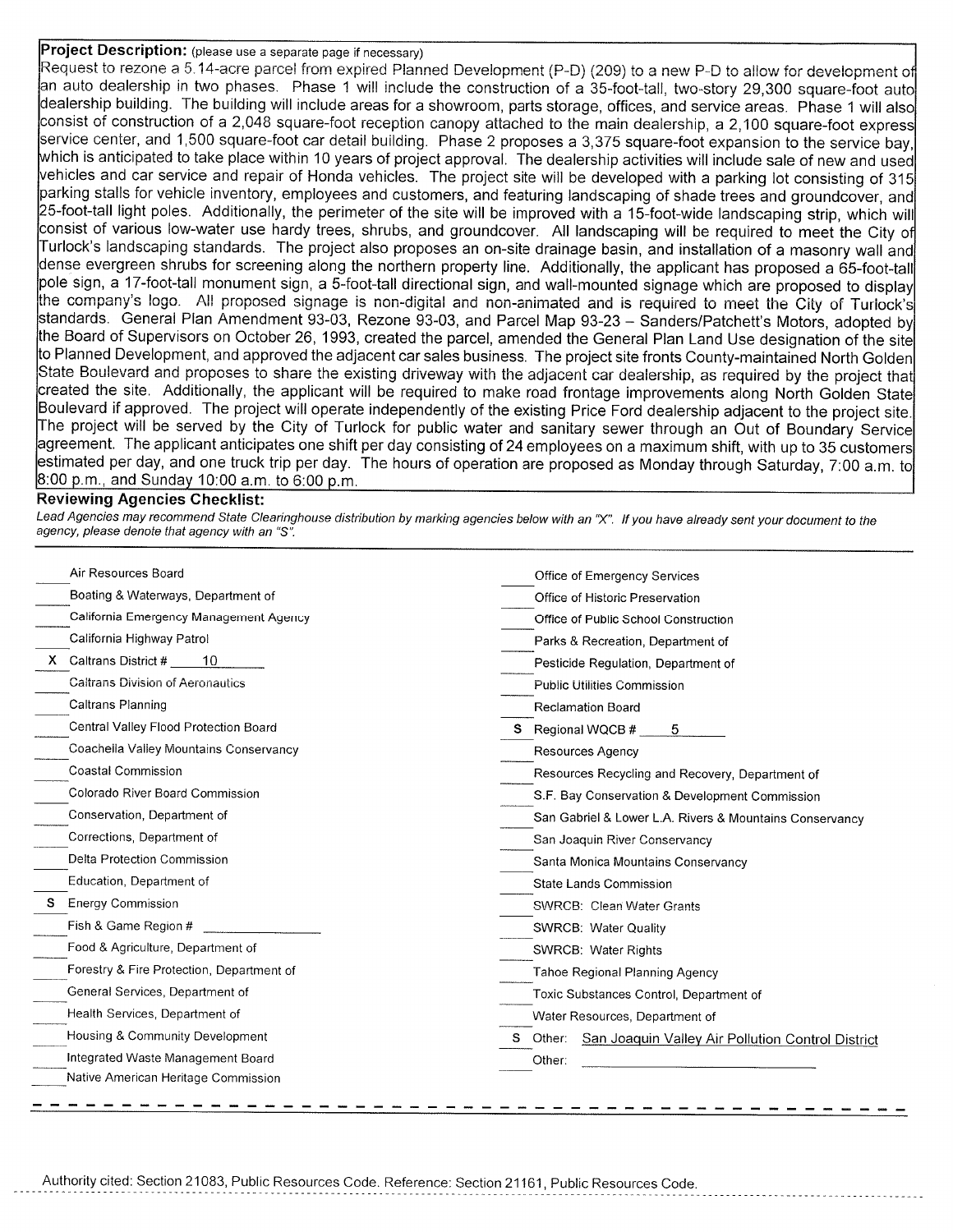**Project Description:** (please use a separate page if necessary)

Request to rezone a 5.14-acre parcel from expired Planned Development (P-D) (209) to a new P-D to allow for development of an auto dealership in two phases. Phase 1 will include the construction of a 35-foot-tall, two-story 29,300 square-foot auto dealership building. The building will include areas for a showroom, parts storage, offices, and service areas. Phase 1 will also consist of construction of a 2,048 square-foot reception canopy attached to the main dealership, a 2,100 square-foot express service center, and 1,500 square-foot car detail building. Phase 2 proposes a 3,375 square-foot expansion to the service bay, which is anticipated to take place within 10 years of project approval. The dealership activities will include sale of new and used vehicles and car service and repair of Honda vehicles. The project site will be developed with a parking lot consisting of 315 parking stalls for vehicle inventory, employees and customers, and featuring landscaping of shade trees and groundcover, and 25-foot-tall light poles. Additionally, the perimeter of the site will be improved with a 15-foot-wide landscaping strip, which will consist of various low-water use hardy trees, shrubs, and groundcover. All landscaping will be required to meet the City of Turlock's landscaping standards. The project also proposes an on-site drainage basin, and installation of a masonry wall and dense evergreen shrubs for screening along the northern property line. Additionally, the applicant has proposed a 65-foot-tall pole sign, a 17-foot-tall monument sign, a 5-foot-tall directional sign, and wall-mounted signage which are proposed to display the company's logo. All proposed signage is non-digital and non-animated and is required to meet the City of Turlock's standards. General Plan Amendment 93-03, Rezone 93-03, and Parcel Map 93-23 – Sanders/Patchett's Motors, adopted by the Board of Supervisors on October 26, 1993, created the parcel, amended the General Plan Land Use designation of the site to Planned Development, and approved the adjacent car sales business. The project site fronts County-maintained North Golden State Boulevard and proposes to share the existing driveway with the adjacent car dealership, as required by the project that created the site. Additionally, the applicant will be required to make road frontage improvements along North Golden State Boulevard if approved. The project will operate independently of the existing Price Ford dealership adjacent to the project site. The project will be served by the City of Turlock for public water and sanitary sewer through an Out of Boundary Service agreement. The applicant anticipates one shift per day consisting of 24 employees on a maximum shift, with up to 35 customers estimated per day, and one truck trip per day. The hours of operation are proposed as Monday through Saturday, 7:00 a.m. to 8:00 p.m., and Sunday 10:00 a.m. to 6:00 p.m.

**Reviewing Agencies Checklist:**

*Lead Agencies may recommend State Clearinghouse distribution by marking agencies below with an "X". If you have already sent your document to the agency, please denote that agency with an "S".*

| | Agency | | Agency |
|---|---|---|---|
| | Air Resources Board | | Office of Emergency Services |
| | Boating & Waterways, Department of | | Office of Historic Preservation |
| | California Emergency Management Agency | | Office of Public School Construction |
| | California Highway Patrol | | Parks & Recreation, Department of |
| X | Caltrans District # 10 | | Pesticide Regulation, Department of |
| | Caltrans Division of Aeronautics | | Public Utilities Commission |
| | Caltrans Planning | | Reclamation Board |
| | Central Valley Flood Protection Board | S | Regional WQCB # 5 |
| | Coachella Valley Mountains Conservancy | | Resources Agency |
| | Coastal Commission | | Resources Recycling and Recovery, Department of |
| | Colorado River Board Commission | | S.F. Bay Conservation & Development Commission |
| | Conservation, Department of | | San Gabriel & Lower L.A. Rivers & Mountains Conservancy |
| | Corrections, Department of | | San Joaquin River Conservancy |
| | Delta Protection Commission | | Santa Monica Mountains Conservancy |
| | Education, Department of | | State Lands Commission |
| S | Energy Commission | | SWRCB: Clean Water Grants |
| | Fish & Game Region # | | SWRCB: Water Quality |
| | Food & Agriculture, Department of | | SWRCB: Water Rights |
| | Forestry & Fire Protection, Department of | | Tahoe Regional Planning Agency |
| | General Services, Department of | | Toxic Substances Control, Department of |
| | Health Services, Department of | | Water Resources, Department of |
| | Housing & Community Development | S | Other: San Joaquin Valley Air Pollution Control District |
| | Integrated Waste Management Board | | Other: |
| | Native American Heritage Commission | | |

Authority cited: Section 21083, Public Resources Code. Reference: Section 21161, Public Resources Code.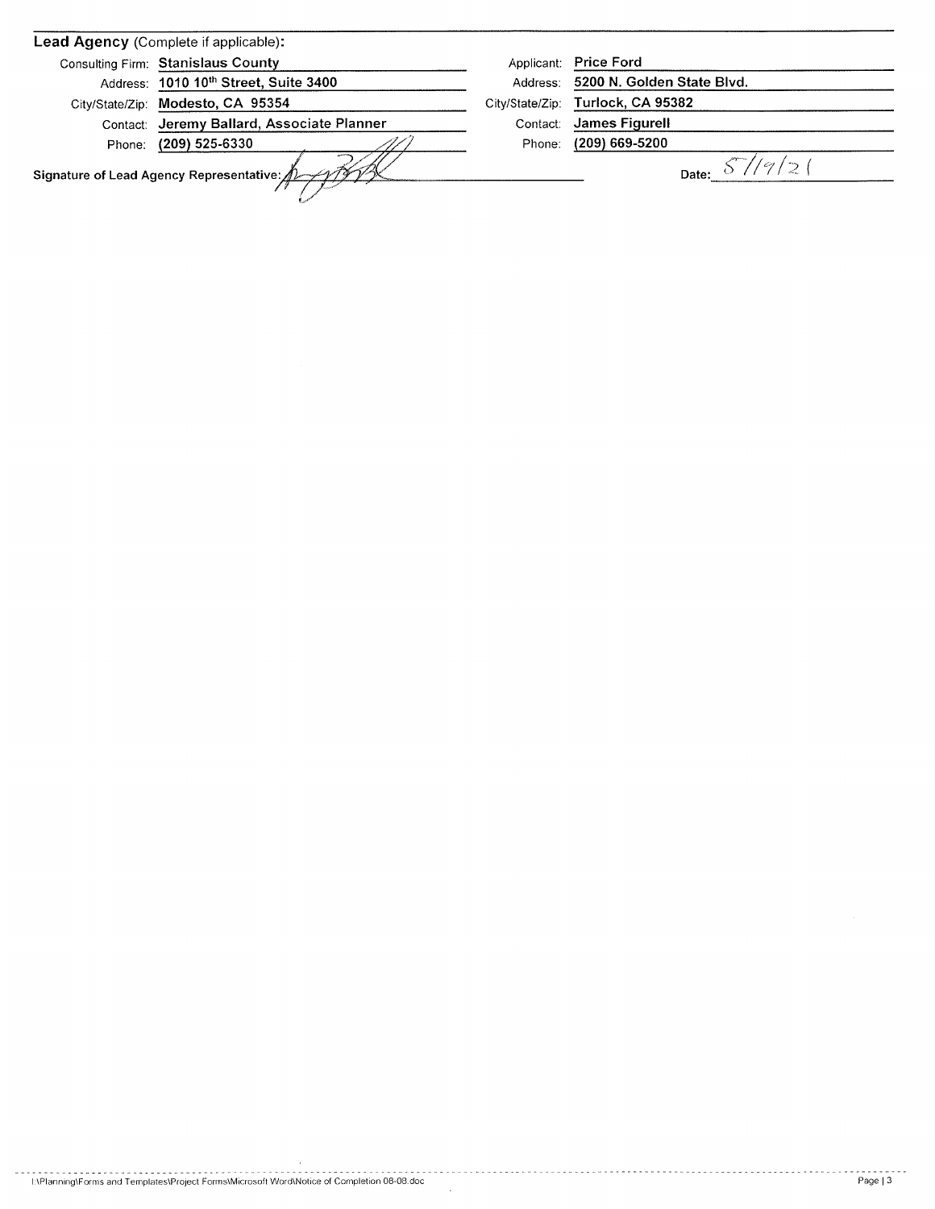**Lead Agency** (Complete if applicable):

| | | | |
|---|---|---|---|
| Consulting Firm: | **Stanislaus County** | Applicant: | **Price Ford** |
| Address: | **1010 10th Street, Suite 3400** | Address: | **5200 N. Golden State Blvd.** |
| City/State/Zip: | **Modesto, CA 95354** | City/State/Zip: | **Turlock, CA 95382** |
| Contact: | **Jeremy Ballard, Associate Planner** | Contact: | **James Figurell** |
| Phone: | **(209) 525-6330** | Phone: | **(209) 669-5200** |

**Signature of Lead Agency Representative:** [signature] Date: 5/19/21

I:\Planning\Forms and Templates\Project Forms\Microsoft Word\Notice of Completion 08-08.doc